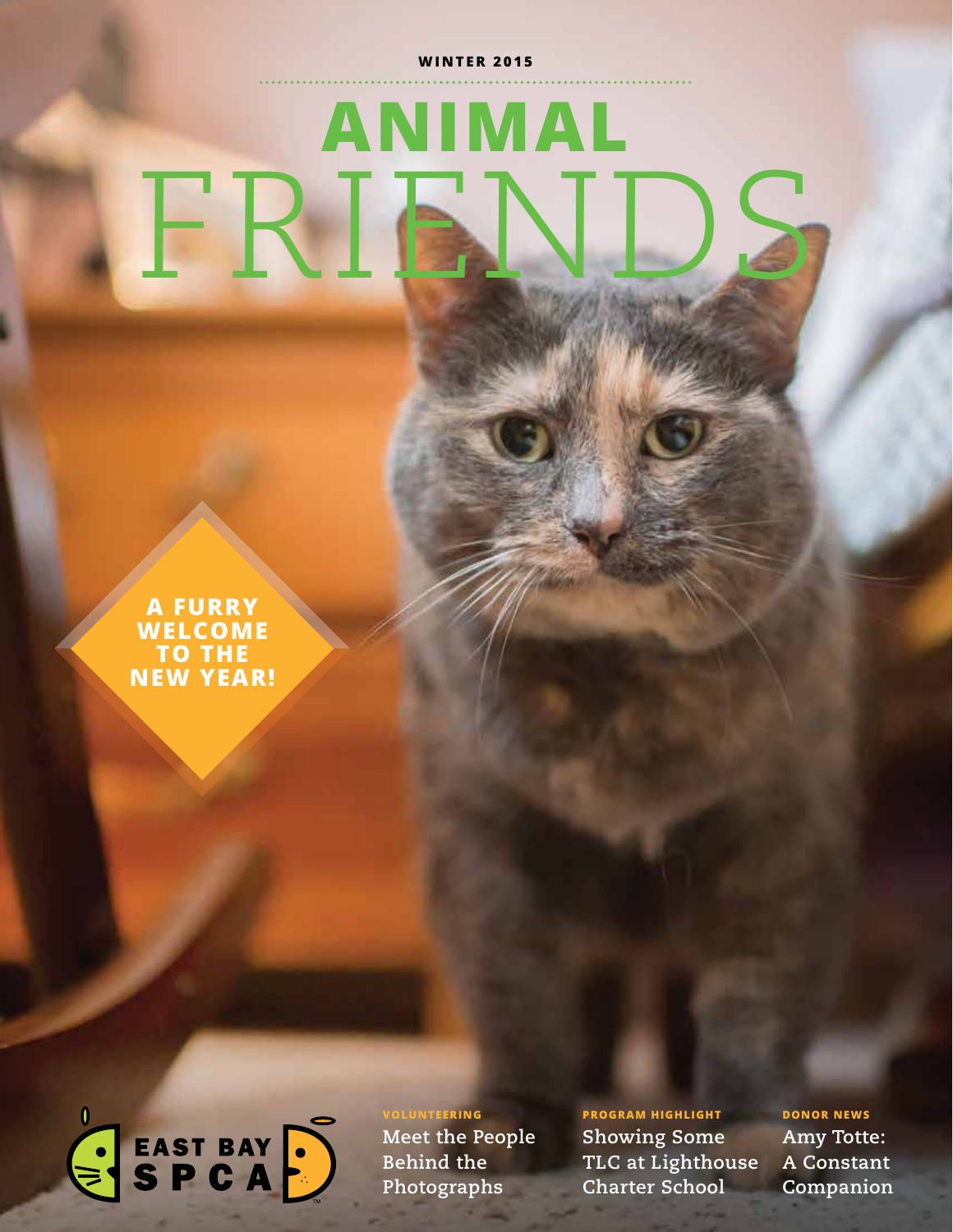WINTER 2015

# ANIMAL FRIENDS

**A FURRY WELCOME TO THE NEW YEAR!**

EAST BAY SPCA

**VOLUNTEERING**
Meet the People Behind the Photographs

**PROGRAM HIGHLIGHT**
Showing Some TLC at Lighthouse Charter School

**DONOR NEWS**
Amy Totte: A Constant Companion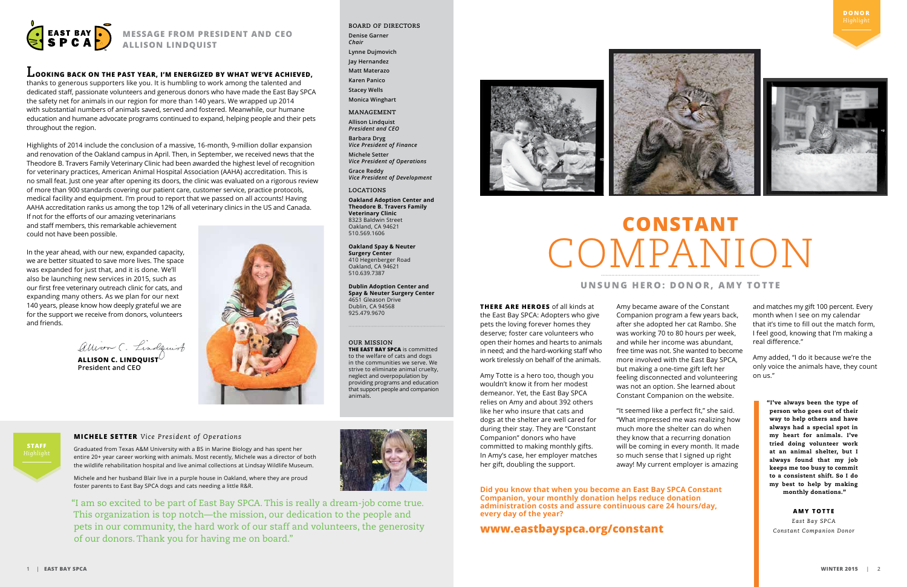# MESSAGE FROM PRESIDENT AND CEO ALLISON LINDQUIST

**LOOKING BACK ON THE PAST YEAR, I'M ENERGIZED BY WHAT WE'VE ACHIEVED,** thanks to generous supporters like you. It is humbling to work among the talented and dedicated staff, passionate volunteers and generous donors who have made the East Bay SPCA the safety net for animals in our region for more than 140 years. We wrapped up 2014 with substantial numbers of animals saved, served and fostered. Meanwhile, our humane education and humane advocate programs continued to expand, helping people and their pets throughout the region.

Highlights of 2014 include the conclusion of a massive, 16-month, 9-million dollar expansion and renovation of the Oakland campus in April. Then, in September, we received news that the Theodore B. Travers Family Veterinary Clinic had been awarded the highest level of recognition for veterinary practices, American Animal Hospital Association (AAHA) accreditation. This is no small feat. Just one year after opening its doors, the clinic was evaluated on a rigorous review of more than 900 standards covering our patient care, customer service, practice protocols, medical facility and equipment. I'm proud to report that we passed on all accounts! Having AAHA accreditation ranks us among the top 12% of all veterinary clinics in the US and Canada. If not for the efforts of our amazing veterinarians and staff members, this remarkable achievement could not have been possible.

In the year ahead, with our new, expanded capacity, we are better situated to save more lives. The space was expanded for just that, and it is done. We'll also be launching new services in 2015, such as our first free veterinary outreach clinic for cats, and expanding many others. As we plan for our next 140 years, please know how deeply grateful we are for the support we receive from donors, volunteers and friends.

*Allison C. Lindquist*

**ALLISON C. LINDQUIST**
President and CEO

### BOARD OF DIRECTORS

**Denise Garner**
*Chair*

**Lynne Dujmovich**

**Jay Hernandez**

**Matt Materazo**

**Karen Panico**

**Stacey Wells**

**Monica Winghart**

### MANAGEMENT

**Allison Lindquist**
*President and CEO*

**Barbara Dryg**
*Vice President of Finance*

**Michele Setter**
*Vice President of Operations*

**Grace Reddy**
*Vice President of Development*

### LOCATIONS

**Oakland Adoption Center and Theodore B. Travers Family Veterinary Clinic**
8323 Baldwin Street
Oakland, CA 94621
510.569.1606

**Oakland Spay & Neuter Surgery Center**
410 Hegenberger Road
Oakland, CA 94621
510.639.7387

**Dublin Adoption Center and Spay & Neuter Surgery Center**
4651 Gleason Drive
Dublin, CA 94568
925.479.9670

### OUR MISSION

**THE EAST BAY SPCA** is committed to the welfare of cats and dogs in the communities we serve. We strive to eliminate animal cruelty, neglect and overpopulation by providing programs and education that support people and companion animals.

**STAFF** *Highlight*

### MICHELE SETTER *Vice President of Operations*

Graduated from Texas A&M University with a BS in Marine Biology and has spent her entire 20+ year career working with animals. Most recently, Michele was a director of both the wildlife rehabilitation hospital and live animal collections at Lindsay Wildlife Museum.

Michele and her husband Blair live in a purple house in Oakland, where they are proud foster parents to East Bay SPCA dogs and cats needing a little R&R.

"I am so excited to be part of East Bay SPCA. This is really a dream-job come true. This organization is top notch—the mission, our dedication to the people and pets in our community, the hard work of our staff and volunteers, the generosity of our donors. Thank you for having me on board."

**DONOR** *Highlight*

# CONSTANT COMPANION

## UNSUNG HERO: DONOR, AMY TOTTE

**THERE ARE HEROES** of all kinds at the East Bay SPCA: Adopters who give pets the loving forever homes they deserve; foster care volunteers who open their homes and hearts to animals in need; and the hard-working staff who work tirelessly on behalf of the animals.

Amy Totte is a hero too, though you wouldn't know it from her modest demeanor. Yet, the East Bay SPCA relies on Amy and about 392 others like her who insure that cats and dogs at the shelter are well cared for during their stay. They are "Constant Companion" donors who have committed to making monthly gifts. In Amy's case, her employer matches her gift, doubling the support.

Amy became aware of the Constant Companion program a few years back, after she adopted her cat Rambo. She was working 70 to 80 hours per week, and while her income was abundant, free time was not. She wanted to become more involved with the East Bay SPCA, but making a one-time gift left her feeling disconnected and volunteering was not an option. She learned about Constant Companion on the website.

"It seemed like a perfect fit," she said. "What impressed me was realizing how much more the shelter can do when they know that a recurring donation will be coming in every month. It made so much sense that I signed up right away! My current employer is amazing and matches my gift 100 percent. Every month when I see on my calendar that it's time to fill out the match form, I feel good, knowing that I'm making a real difference."

Amy added, "I do it because we're the only voice the animals have, they count on us."

**"I've always been the type of person who goes out of their way to help others and have always had a special spot in my heart for animals. I've tried doing volunteer work at an animal shelter, but I always found that my job keeps me too busy to commit to a consistent shift. So I do my best to help by making monthly donations."**

**AMY TOTTE**
*East Bay SPCA Constant Companion Donor*

**Did you know that when you become an East Bay SPCA Constant Companion, your monthly donation helps reduce donation administration costs and assure continuous care 24 hours/day, every day of the year?**

**www.eastbayspca.org/constant**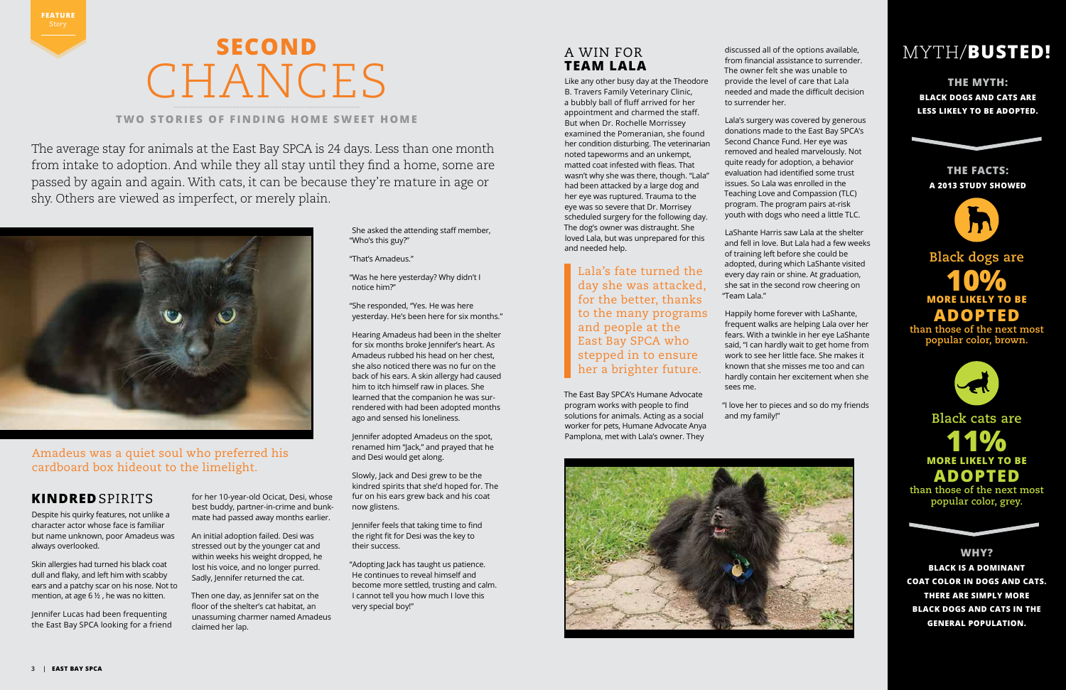FEATURE Story

# SECOND CHANCES

**TWO STORIES OF FINDING HOME SWEET HOME**

The average stay for animals at the East Bay SPCA is 24 days. Less than one month from intake to adoption. And while they all stay until they find a home, some are passed by again and again. With cats, it can be because they're mature in age or shy. Others are viewed as imperfect, or merely plain.

Amadeus was a quiet soul who preferred his cardboard box hideout to the limelight.

## KINDRED SPIRITS

Despite his quirky features, not unlike a character actor whose face is familiar but name unknown, poor Amadeus was always overlooked.

Skin allergies had turned his black coat dull and flaky, and left him with scabby ears and a patchy scar on his nose. Not to mention, at age 6 ½ , he was no kitten.

Jennifer Lucas had been frequenting the East Bay SPCA looking for a friend for her 10-year-old Ocicat, Desi, whose best buddy, partner-in-crime and bunk-mate had passed away months earlier.

An initial adoption failed. Desi was stressed out by the younger cat and within weeks his weight dropped, he lost his voice, and no longer purred. Sadly, Jennifer returned the cat.

Then one day, as Jennifer sat on the floor of the shelter's cat habitat, an unassuming charmer named Amadeus claimed her lap.

She asked the attending staff member, "Who's this guy?"

"That's Amadeus."

"Was he here yesterday? Why didn't I notice him?"

"She responded, "Yes. He was here yesterday. He's been here for six months."

Hearing Amadeus had been in the shelter for six months broke Jennifer's heart. As Amadeus rubbed his head on her chest, she also noticed there was no fur on the back of his ears. A skin allergy had caused him to itch himself raw in places. She learned that the companion he was surrendered with had been adopted months ago and sensed his loneliness.

Jennifer adopted Amadeus on the spot, renamed him "Jack," and prayed that he and Desi would get along.

Slowly, Jack and Desi grew to be the kindred spirits that she'd hoped for. The fur on his ears grew back and his coat now glistens.

Jennifer feels that taking time to find the right fit for Desi was the key to their success.

"Adopting Jack has taught us patience. He continues to reveal himself and become more settled, trusting and calm. I cannot tell you how much I love this very special boy!"

## A WIN FOR TEAM LALA

Like any other busy day at the Theodore B. Travers Family Veterinary Clinic, a bubbly ball of fluff arrived for her appointment and charmed the staff. But when Dr. Rochelle Morrissey examined the Pomeranian, she found her condition disturbing. The veterinarian noted tapeworms and an unkempt, matted coat infested with fleas. That wasn't why she was there, though. "Lala" had been attacked by a large dog and her eye was ruptured. Trauma to the eye was so severe that Dr. Morrissey scheduled surgery for the following day. The dog's owner was distraught. She loved Lala, but was unprepared for this and needed help.

> Lala's fate turned the day she was attacked, for the better, thanks to the many programs and people at the East Bay SPCA who stepped in to ensure her a brighter future.

The East Bay SPCA's Humane Advocate program works with people to find solutions for animals. Acting as a social worker for pets, Humane Advocate Anya Pamplona, met with Lala's owner. They discussed all of the options available, from financial assistance to surrender. The owner felt she was unable to provide the level of care that Lala needed and made the difficult decision to surrender her.

Lala's surgery was covered by generous donations made to the East Bay SPCA's Second Chance Fund. Her eye was removed and healed marvelously. Not quite ready for adoption, a behavior evaluation had identified some trust issues. So Lala was enrolled in the Teaching Love and Compassion (TLC) program. The program pairs at-risk youth with dogs who need a little TLC.

LaShante Harris saw Lala at the shelter and fell in love. But Lala had a few weeks of training left before she could be adopted, during which LaShante visited every day rain or shine. At graduation, she sat in the second row cheering on "Team Lala."

Happily home forever with LaShante, frequent walks are helping Lala over her fears. With a twinkle in her eye LaShante said, "I can hardly wait to get home from work to see her little face. She makes it known that she misses me too and can hardly contain her excitement when she sees me.

"I love her to pieces and so do my friends and my family!"

## MYTH/BUSTED!

**THE MYTH:**
**BLACK DOGS AND CATS ARE LESS LIKELY TO BE ADOPTED.**

**THE FACTS:**
**A 2013 STUDY SHOWED**

Black dogs are **10% MORE LIKELY TO BE ADOPTED** than those of the next most popular color, brown.

Black cats are **11% MORE LIKELY TO BE ADOPTED** than those of the next most popular color, grey.

**WHY?**
**BLACK IS A DOMINANT COAT COLOR IN DOGS AND CATS. THERE ARE SIMPLY MORE BLACK DOGS AND CATS IN THE GENERAL POPULATION.**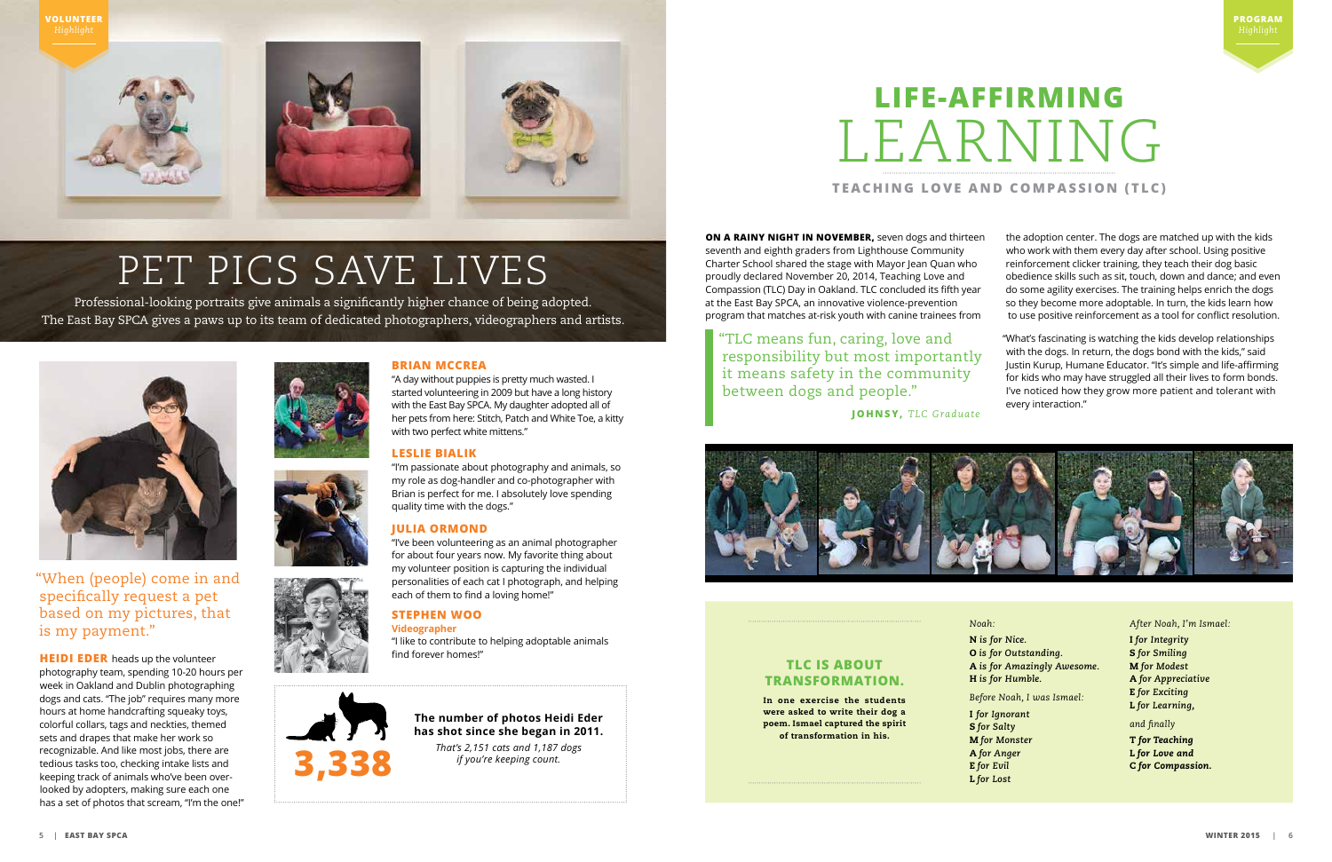VOLUNTEER *Highlight*

# PET PICS SAVE LIVES

Professional-looking portraits give animals a significantly higher chance of being adopted. The East Bay SPCA gives a paws up to its team of dedicated photographers, videographers and artists.

"When (people) come in and specifically request a pet based on my pictures, that is my payment."

**HEIDI EDER** heads up the volunteer photography team, spending 10-20 hours per week in Oakland and Dublin photographing dogs and cats. "The job" requires many more hours at home handcrafting squeaky toys, colorful collars, tags and neckties, themed sets and drapes that make her work so recognizable. And like most jobs, there are tedious tasks too, checking intake lists and keeping track of animals who've been over-looked by adopters, making sure each one has a set of photos that scream, "I'm the one!"

### BRIAN MCCREA

"A day without puppies is pretty much wasted. I started volunteering in 2009 but have a long history with the East Bay SPCA. My daughter adopted all of her pets from here: Stitch, Patch and White Toe, a kitty with two perfect white mittens."

### LESLIE BIALIK

"I'm passionate about photography and animals, so my role as dog-handler and co-photographer with Brian is perfect for me. I absolutely love spending quality time with the dogs."

### JULIA ORMOND

"I've been volunteering as an animal photographer for about four years now. My favorite thing about my volunteer position is capturing the individual personalities of each cat I photograph, and helping each of them to find a loving home!"

### STEPHEN WOO

**Videographer**

"I like to contribute to helping adoptable animals find forever homes!"

**3,338**

**The number of photos Heidi Eder has shot since she began in 2011.**

*That's 2,151 cats and 1,187 dogs if you're keeping count.*

PROGRAM *Highlight*

# LIFE-AFFIRMING LEARNING

## TEACHING LOVE AND COMPASSION (TLC)

**ON A RAINY NIGHT IN NOVEMBER,** seven dogs and thirteen seventh and eighth graders from Lighthouse Community Charter School shared the stage with Mayor Jean Quan who proudly declared November 20, 2014, Teaching Love and Compassion (TLC) Day in Oakland. TLC concluded its fifth year at the East Bay SPCA, an innovative violence-prevention program that matches at-risk youth with canine trainees from the adoption center. The dogs are matched up with the kids who work with them every day after school. Using positive reinforcement clicker training, they teach their dog basic obedience skills such as sit, touch, down and dance; and even do some agility exercises. The training helps enrich the dogs so they become more adoptable. In turn, the kids learn how to use positive reinforcement as a tool for conflict resolution.

"TLC means fun, caring, love and responsibility but most importantly it means safety in the community between dogs and people."

**JOHNSY,** *TLC Graduate*

"What's fascinating is watching the kids develop relationships with the dogs. In return, the dogs bond with the kids," said Justin Kurup, Humane Educator. "It's simple and life-affirming for kids who may have struggled all their lives to form bonds. I've noticed how they grow more patient and tolerant with every interaction."

### TLC IS ABOUT TRANSFORMATION.

**In one exercise the students were asked to write their dog a poem. Ismael captured the spirit of transformation in his.**

*Noah:*

**N** *is for Nice.*
**O** *is for Outstanding.*
**A** *is for Amazingly Awesome.*
**H** *is for Humble.*

*Before Noah, I was Ismael:*

**I** *for Ignorant*
**S** *for Salty*
**M** *for Monster*
**A** *for Anger*
**E** *for Evil*
**L** *for Lost*

*After Noah, I'm Ismael:*

**I** *for Integrity*
**S** *for Smiling*
**M** *for Modest*
**A** *for Appreciative*
**E** *for Exciting*
**L** *for Learning,*

*and finally*

**T** *for Teaching*
**L** *for Love and*
**C** *for Compassion.*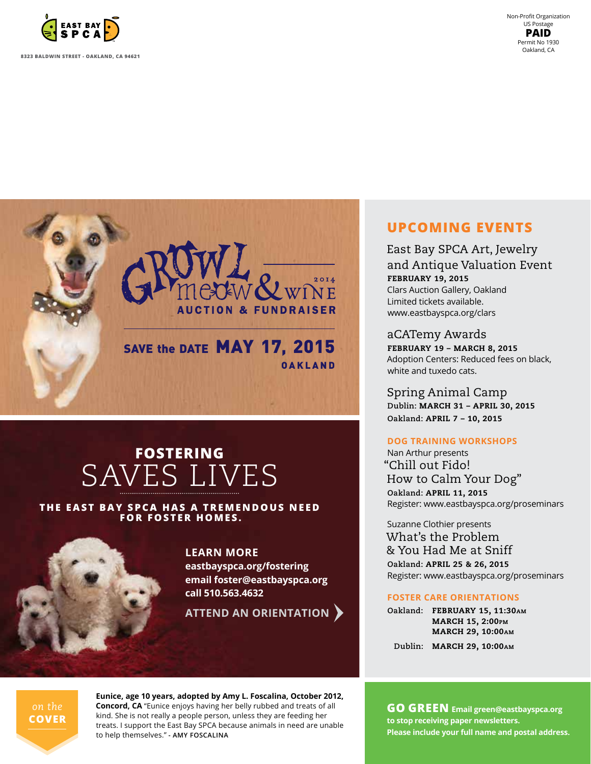EAST BAY SPCA

8323 BALDWIN STREET - OAKLAND, CA 94621

Non-Profit Organization
US Postage
**PAID**
Permit No 1930
Oakland, CA

GROWL meow & WINE 2014
AUCTION & FUNDRAISER

SAVE the DATE **MAY 17, 2015**
**OAKLAND**

## FOSTERING SAVES LIVES

**THE EAST BAY SPCA HAS A TREMENDOUS NEED FOR FOSTER HOMES.**

**LEARN MORE**
**eastbayspca.org/fostering**
**email foster@eastbayspca.org**
**call 510.563.4632**

**ATTEND AN ORIENTATION**

## UPCOMING EVENTS

### East Bay SPCA Art, Jewelry and Antique Valuation Event
**FEBRUARY 19, 2015**
Clars Auction Gallery, Oakland
Limited tickets available.
www.eastbayspca.org/clars

### aCATemy Awards
**FEBRUARY 19 – MARCH 8, 2015**
Adoption Centers: Reduced fees on black, white and tuxedo cats.

### Spring Animal Camp
Dublin: **MARCH 31 – APRIL 30, 2015**
Oakland: **APRIL 7 – 10, 2015**

### DOG TRAINING WORKSHOPS

Nan Arthur presents
"Chill out Fido! How to Calm Your Dog"
Oakland: **APRIL 11, 2015**
Register: www.eastbayspca.org/proseminars

Suzanne Clothier presents
What's the Problem & You Had Me at Sniff
Oakland: **APRIL 25 & 26, 2015**
Register: www.eastbayspca.org/proseminars

### FOSTER CARE ORIENTATIONS

Oakland: **FEBRUARY 15, 11:30AM**
**MARCH 15, 2:00PM**
**MARCH 29, 10:00AM**

Dublin: **MARCH 29, 10:00AM**

*on the* **COVER**

**Eunice, age 10 years, adopted by Amy L. Foscalina, October 2012, Concord, CA** "Eunice enjoys having her belly rubbed and treats of all kind. She is not really a people person, unless they are feeding her treats. I support the East Bay SPCA because animals in need are unable to help themselves." - **AMY FOSCALINA**

**GO GREEN** **Email green@eastbayspca.org to stop receiving paper newsletters. Please include your full name and postal address.**